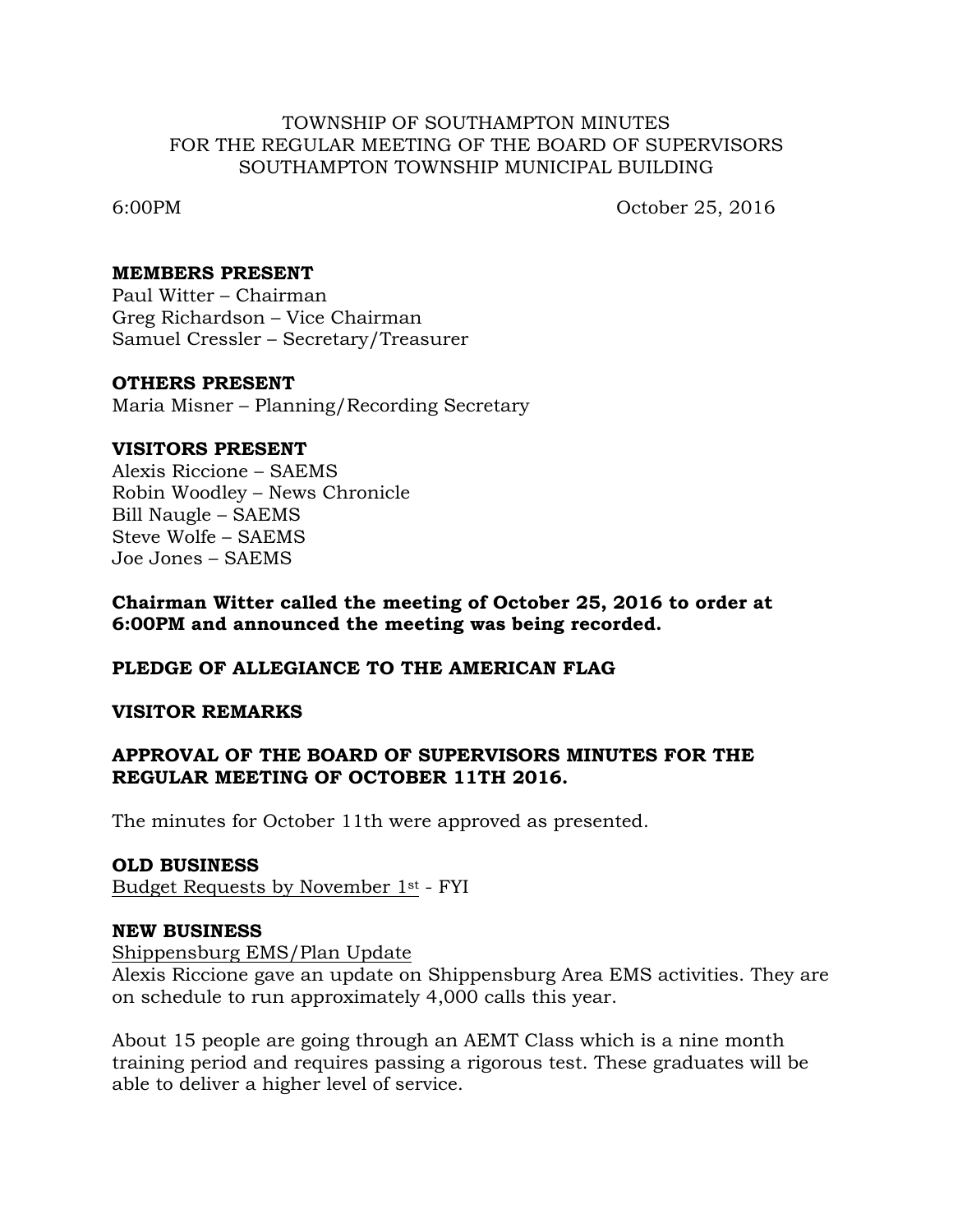TOWNSHIP OF SOUTHAMPTON MINUTES
FOR THE REGULAR MEETING OF THE BOARD OF SUPERVISORS
SOUTHAMPTON TOWNSHIP MUNICIPAL BUILDING

6:00PM October 25, 2016

**MEMBERS PRESENT**
Paul Witter – Chairman
Greg Richardson – Vice Chairman
Samuel Cressler – Secretary/Treasurer

**OTHERS PRESENT**
Maria Misner – Planning/Recording Secretary

**VISITORS PRESENT**
Alexis Riccione – SAEMS
Robin Woodley – News Chronicle
Bill Naugle – SAEMS
Steve Wolfe – SAEMS
Joe Jones – SAEMS

**Chairman Witter called the meeting of October 25, 2016 to order at 6:00PM and announced the meeting was being recorded.**

**PLEDGE OF ALLEGIANCE TO THE AMERICAN FLAG**

**VISITOR REMARKS**

**APPROVAL OF THE BOARD OF SUPERVISORS MINUTES FOR THE REGULAR MEETING OF OCTOBER 11TH 2016.**

The minutes for October 11th were approved as presented.

**OLD BUSINESS**
Budget Requests by November 1st - FYI

**NEW BUSINESS**
Shippensburg EMS/Plan Update
Alexis Riccione gave an update on Shippensburg Area EMS activities. They are on schedule to run approximately 4,000 calls this year.

About 15 people are going through an AEMT Class which is a nine month training period and requires passing a rigorous test. These graduates will be able to deliver a higher level of service.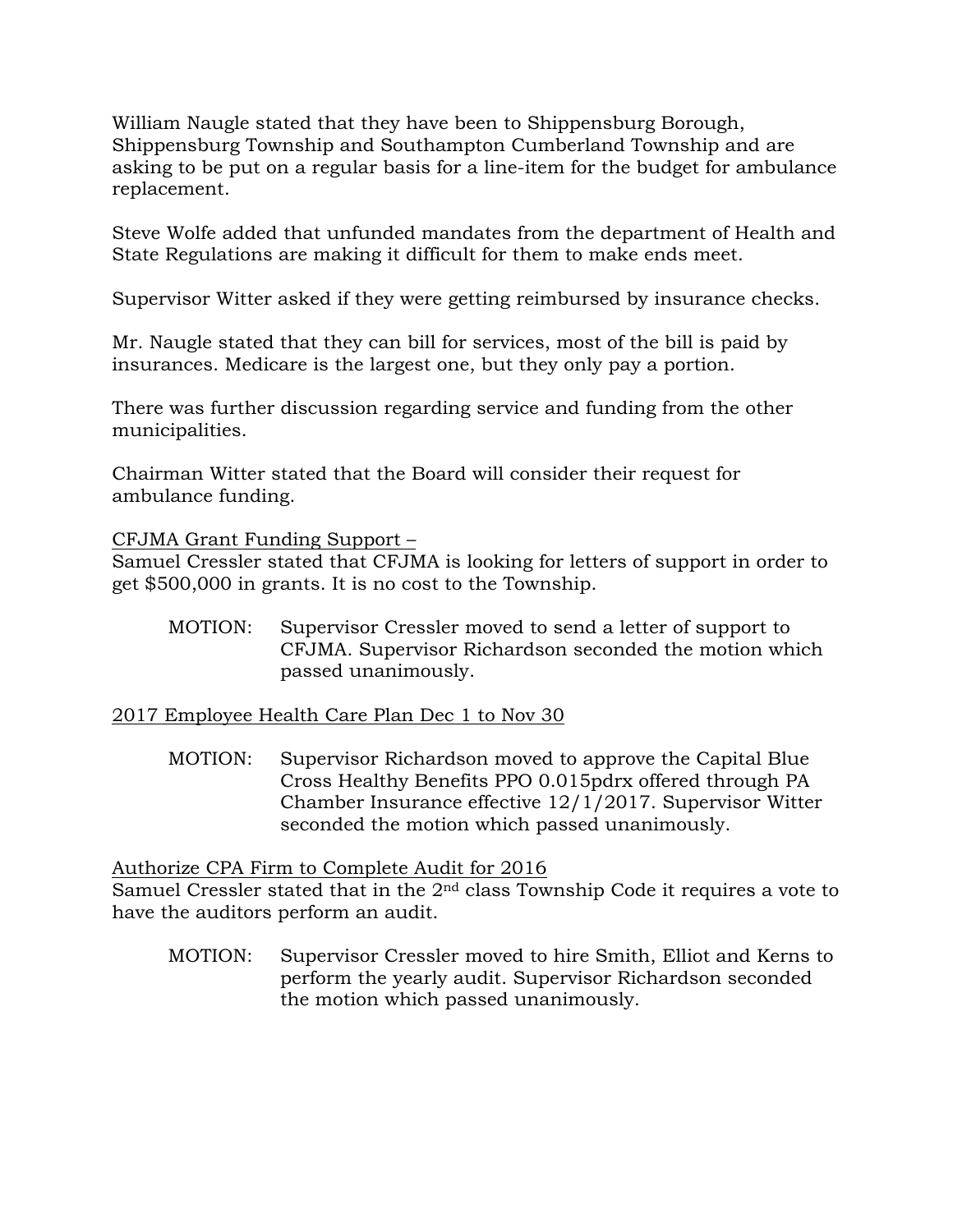William Naugle stated that they have been to Shippensburg Borough, Shippensburg Township and Southampton Cumberland Township and are asking to be put on a regular basis for a line-item for the budget for ambulance replacement.

Steve Wolfe added that unfunded mandates from the department of Health and State Regulations are making it difficult for them to make ends meet.

Supervisor Witter asked if they were getting reimbursed by insurance checks.

Mr. Naugle stated that they can bill for services, most of the bill is paid by insurances. Medicare is the largest one, but they only pay a portion.

There was further discussion regarding service and funding from the other municipalities.

Chairman Witter stated that the Board will consider their request for ambulance funding.

<u>CFJMA Grant Funding Support –</u>
Samuel Cressler stated that CFJMA is looking for letters of support in order to get $500,000 in grants. It is no cost to the Township.

> MOTION: Supervisor Cressler moved to send a letter of support to CFJMA. Supervisor Richardson seconded the motion which passed unanimously.

<u>2017 Employee Health Care Plan Dec 1 to Nov 30</u>

> MOTION: Supervisor Richardson moved to approve the Capital Blue Cross Healthy Benefits PPO 0.015pdrx offered through PA Chamber Insurance effective 12/1/2017. Supervisor Witter seconded the motion which passed unanimously.

<u>Authorize CPA Firm to Complete Audit for 2016</u>
Samuel Cressler stated that in the 2nd class Township Code it requires a vote to have the auditors perform an audit.

> MOTION: Supervisor Cressler moved to hire Smith, Elliot and Kerns to perform the yearly audit. Supervisor Richardson seconded the motion which passed unanimously.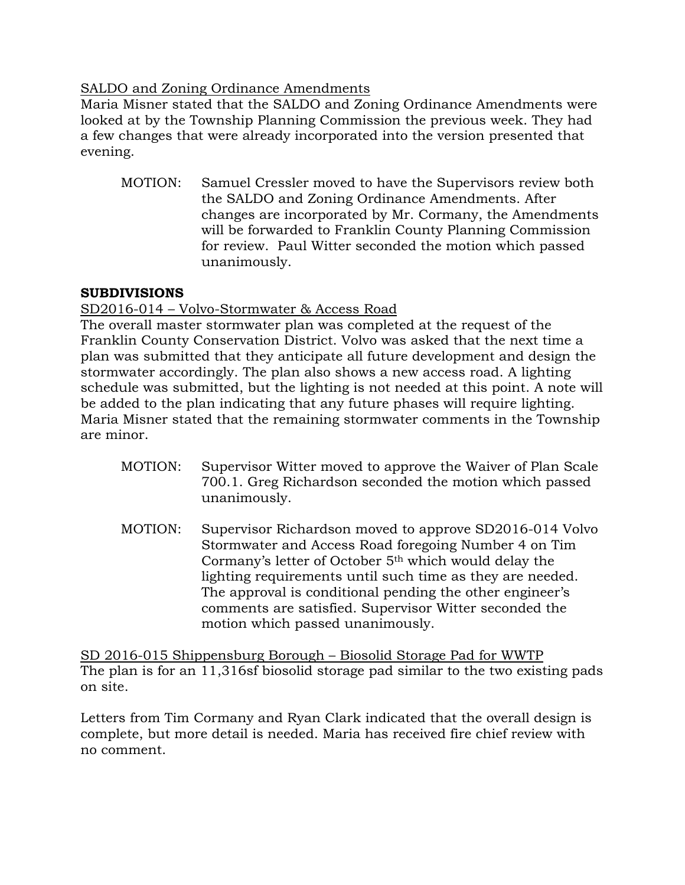SALDO and Zoning Ordinance Amendments

Maria Misner stated that the SALDO and Zoning Ordinance Amendments were looked at by the Township Planning Commission the previous week. They had a few changes that were already incorporated into the version presented that evening.

> MOTION: Samuel Cressler moved to have the Supervisors review both the SALDO and Zoning Ordinance Amendments. After changes are incorporated by Mr. Cormany, the Amendments will be forwarded to Franklin County Planning Commission for review. Paul Witter seconded the motion which passed unanimously.

**SUBDIVISIONS**

SD2016-014 – Volvo-Stormwater & Access Road

The overall master stormwater plan was completed at the request of the Franklin County Conservation District. Volvo was asked that the next time a plan was submitted that they anticipate all future development and design the stormwater accordingly. The plan also shows a new access road. A lighting schedule was submitted, but the lighting is not needed at this point. A note will be added to the plan indicating that any future phases will require lighting. Maria Misner stated that the remaining stormwater comments in the Township are minor.

> MOTION: Supervisor Witter moved to approve the Waiver of Plan Scale 700.1. Greg Richardson seconded the motion which passed unanimously.

> MOTION: Supervisor Richardson moved to approve SD2016-014 Volvo Stormwater and Access Road foregoing Number 4 on Tim Cormany's letter of October 5th which would delay the lighting requirements until such time as they are needed. The approval is conditional pending the other engineer's comments are satisfied. Supervisor Witter seconded the motion which passed unanimously.

SD 2016-015 Shippensburg Borough – Biosolid Storage Pad for WWTP

The plan is for an 11,316sf biosolid storage pad similar to the two existing pads on site.

Letters from Tim Cormany and Ryan Clark indicated that the overall design is complete, but more detail is needed. Maria has received fire chief review with no comment.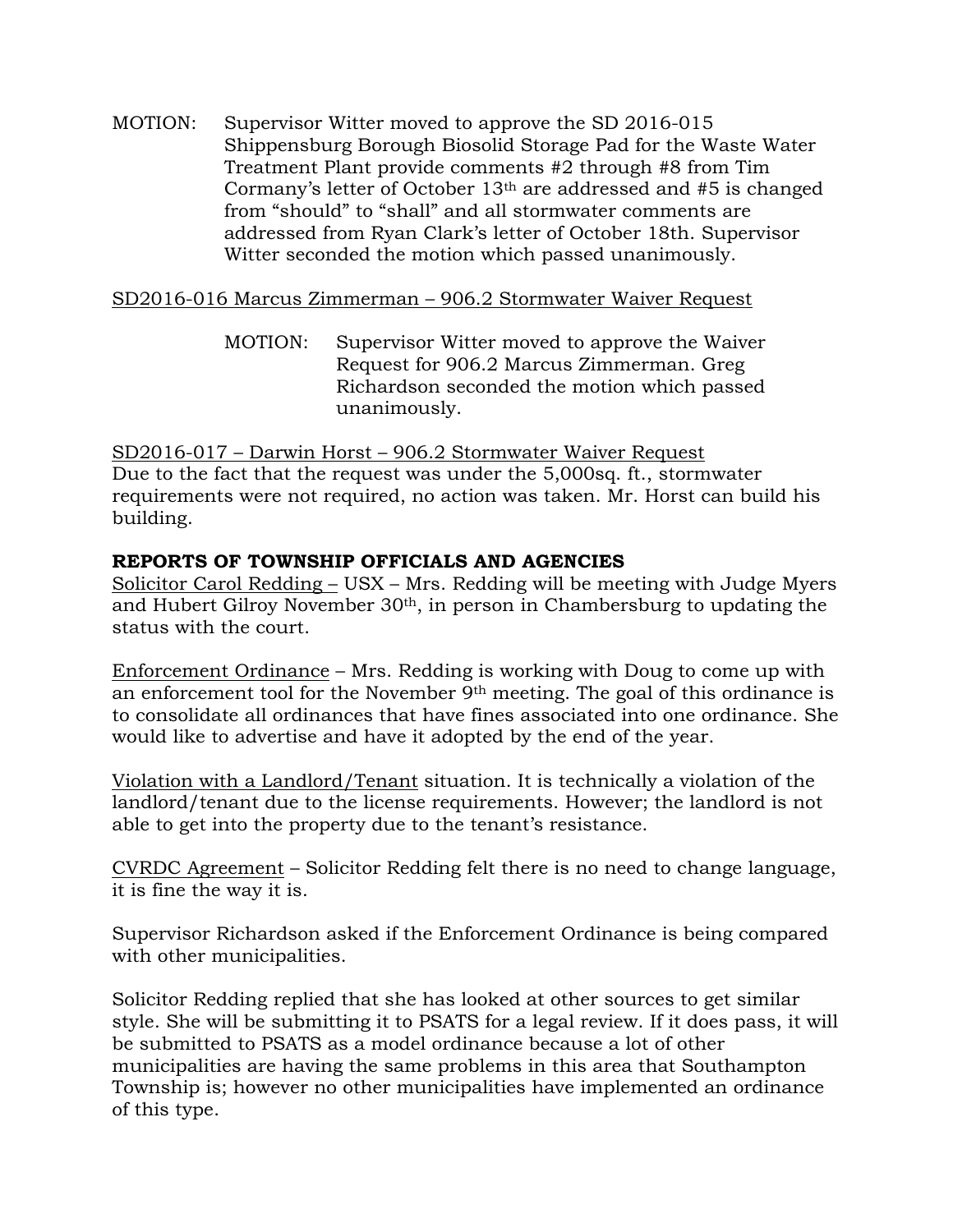MOTION: Supervisor Witter moved to approve the SD 2016-015 Shippensburg Borough Biosolid Storage Pad for the Waste Water Treatment Plant provide comments #2 through #8 from Tim Cormany's letter of October 13th are addressed and #5 is changed from "should" to "shall" and all stormwater comments are addressed from Ryan Clark's letter of October 18th. Supervisor Witter seconded the motion which passed unanimously.

<u>SD2016-016 Marcus Zimmerman – 906.2 Stormwater Waiver Request</u>

MOTION: Supervisor Witter moved to approve the Waiver Request for 906.2 Marcus Zimmerman. Greg Richardson seconded the motion which passed unanimously.

<u>SD2016-017 – Darwin Horst – 906.2 Stormwater Waiver Request</u>
Due to the fact that the request was under the 5,000sq. ft., stormwater requirements were not required, no action was taken. Mr. Horst can build his building.

**REPORTS OF TOWNSHIP OFFICIALS AND AGENCIES**

<u>Solicitor Carol Redding –</u> USX – Mrs. Redding will be meeting with Judge Myers and Hubert Gilroy November 30th, in person in Chambersburg to updating the status with the court.

<u>Enforcement Ordinance</u> – Mrs. Redding is working with Doug to come up with an enforcement tool for the November 9th meeting. The goal of this ordinance is to consolidate all ordinances that have fines associated into one ordinance. She would like to advertise and have it adopted by the end of the year.

<u>Violation with a Landlord/Tenant</u> situation. It is technically a violation of the landlord/tenant due to the license requirements. However; the landlord is not able to get into the property due to the tenant's resistance.

<u>CVRDC Agreement</u> – Solicitor Redding felt there is no need to change language, it is fine the way it is.

Supervisor Richardson asked if the Enforcement Ordinance is being compared with other municipalities.

Solicitor Redding replied that she has looked at other sources to get similar style. She will be submitting it to PSATS for a legal review. If it does pass, it will be submitted to PSATS as a model ordinance because a lot of other municipalities are having the same problems in this area that Southampton Township is; however no other municipalities have implemented an ordinance of this type.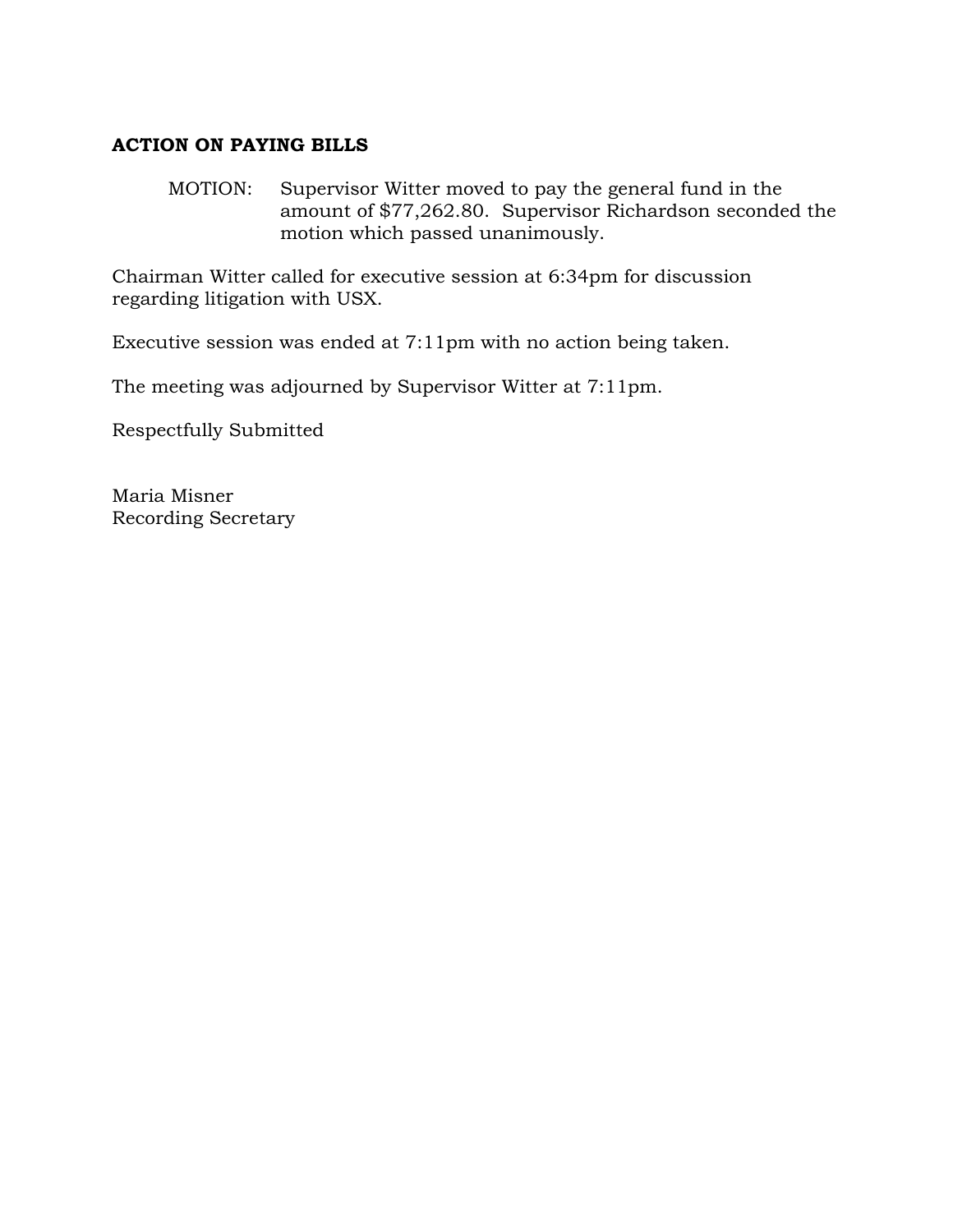**ACTION ON PAYING BILLS**

MOTION: Supervisor Witter moved to pay the general fund in the amount of $77,262.80. Supervisor Richardson seconded the motion which passed unanimously.

Chairman Witter called for executive session at 6:34pm for discussion regarding litigation with USX.

Executive session was ended at 7:11pm with no action being taken.

The meeting was adjourned by Supervisor Witter at 7:11pm.

Respectfully Submitted

Maria Misner
Recording Secretary